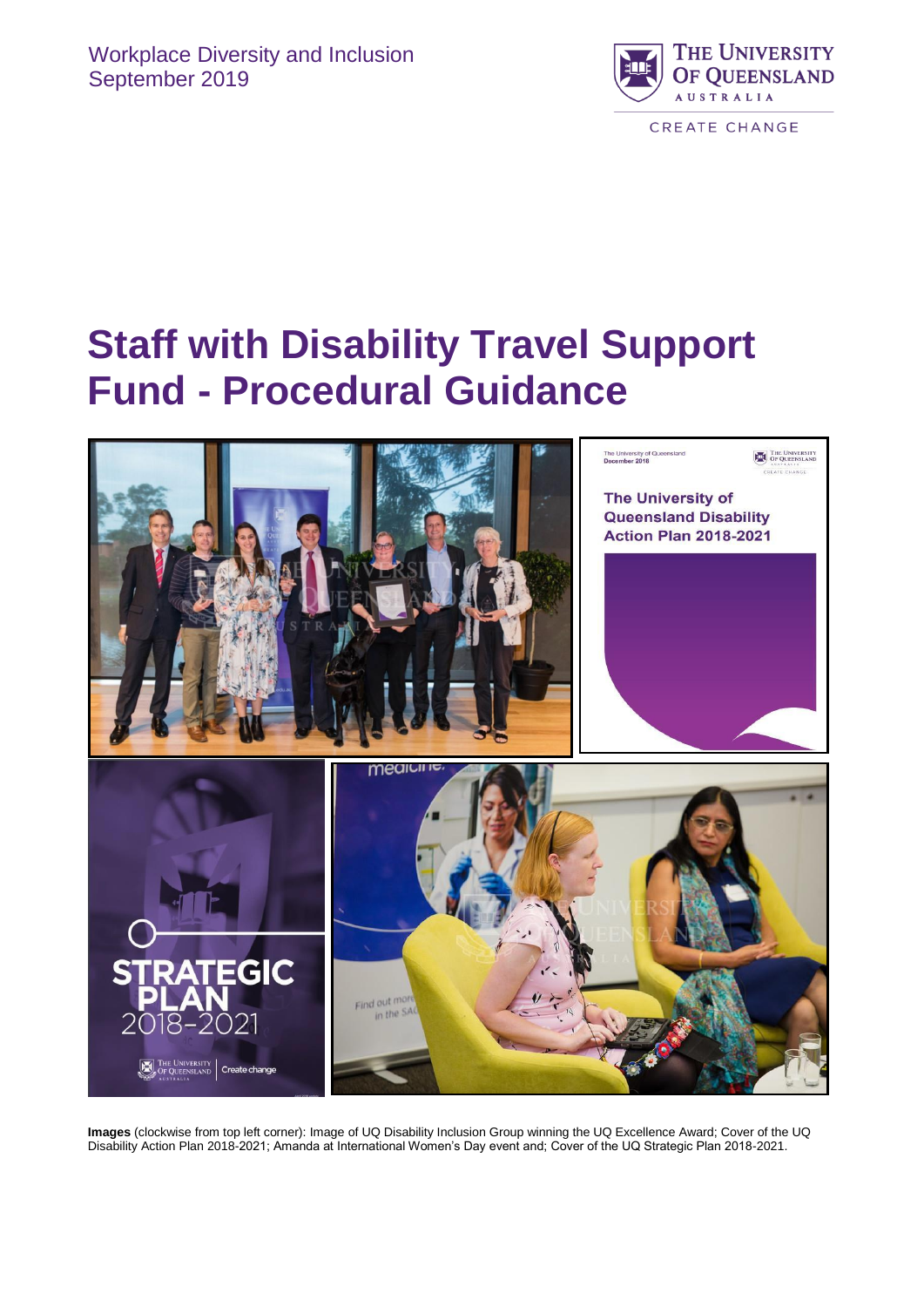Workplace Diversity and Inclusion
September 2019

THE UNIVERSITY OF QUEENSLAND
AUSTRALIA

CREATE CHANGE

# Staff with Disability Travel Support Fund - Procedural Guidance

**Images** (clockwise from top left corner): Image of UQ Disability Inclusion Group winning the UQ Excellence Award; Cover of the UQ Disability Action Plan 2018-2021; Amanda at International Women's Day event and; Cover of the UQ Strategic Plan 2018-2021.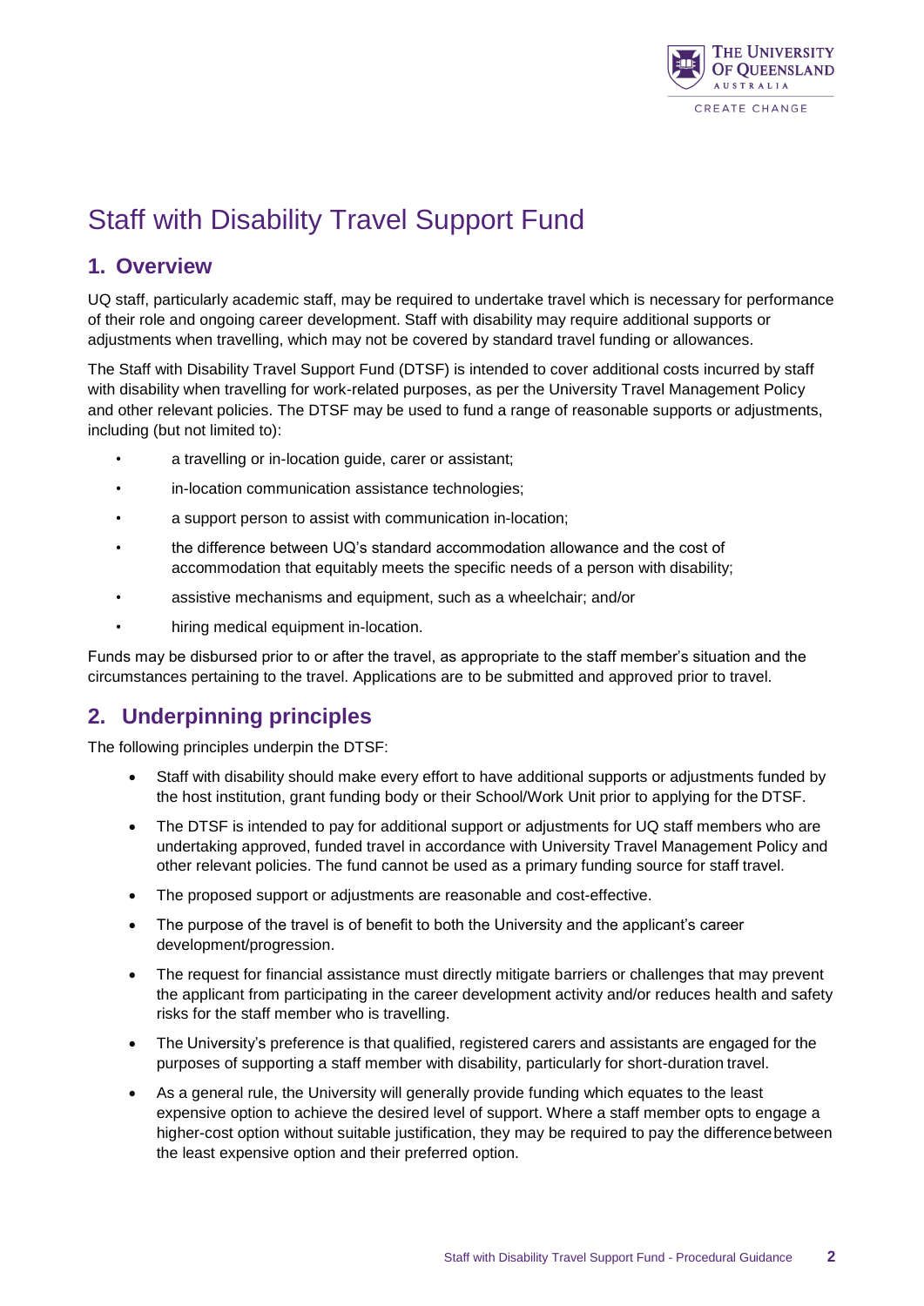# Staff with Disability Travel Support Fund

## 1. Overview

UQ staff, particularly academic staff, may be required to undertake travel which is necessary for performance of their role and ongoing career development. Staff with disability may require additional supports or adjustments when travelling, which may not be covered by standard travel funding or allowances.

The Staff with Disability Travel Support Fund (DTSF) is intended to cover additional costs incurred by staff with disability when travelling for work-related purposes, as per the University Travel Management Policy and other relevant policies. The DTSF may be used to fund a range of reasonable supports or adjustments, including (but not limited to):

- a travelling or in-location guide, carer or assistant;
- in-location communication assistance technologies;
- a support person to assist with communication in-location;
- the difference between UQ's standard accommodation allowance and the cost of accommodation that equitably meets the specific needs of a person with disability;
- assistive mechanisms and equipment, such as a wheelchair; and/or
- hiring medical equipment in-location.

Funds may be disbursed prior to or after the travel, as appropriate to the staff member's situation and the circumstances pertaining to the travel. Applications are to be submitted and approved prior to travel.

## 2. Underpinning principles

The following principles underpin the DTSF:

- Staff with disability should make every effort to have additional supports or adjustments funded by the host institution, grant funding body or their School/Work Unit prior to applying for the DTSF.
- The DTSF is intended to pay for additional support or adjustments for UQ staff members who are undertaking approved, funded travel in accordance with University Travel Management Policy and other relevant policies. The fund cannot be used as a primary funding source for staff travel.
- The proposed support or adjustments are reasonable and cost-effective.
- The purpose of the travel is of benefit to both the University and the applicant's career development/progression.
- The request for financial assistance must directly mitigate barriers or challenges that may prevent the applicant from participating in the career development activity and/or reduces health and safety risks for the staff member who is travelling.
- The University's preference is that qualified, registered carers and assistants are engaged for the purposes of supporting a staff member with disability, particularly for short-duration travel.
- As a general rule, the University will generally provide funding which equates to the least expensive option to achieve the desired level of support. Where a staff member opts to engage a higher-cost option without suitable justification, they may be required to pay the difference between the least expensive option and their preferred option.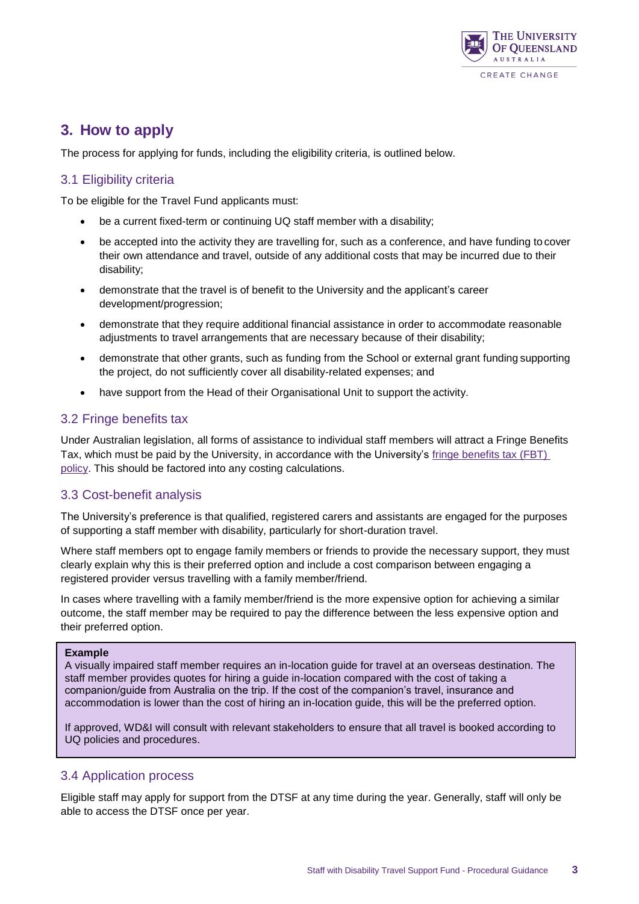## 3. How to apply

The process for applying for funds, including the eligibility criteria, is outlined below.

### 3.1 Eligibility criteria

To be eligible for the Travel Fund applicants must:

- be a current fixed-term or continuing UQ staff member with a disability;
- be accepted into the activity they are travelling for, such as a conference, and have funding to cover their own attendance and travel, outside of any additional costs that may be incurred due to their disability;
- demonstrate that the travel is of benefit to the University and the applicant's career development/progression;
- demonstrate that they require additional financial assistance in order to accommodate reasonable adjustments to travel arrangements that are necessary because of their disability;
- demonstrate that other grants, such as funding from the School or external grant funding supporting the project, do not sufficiently cover all disability-related expenses; and
- have support from the Head of their Organisational Unit to support the activity.

### 3.2 Fringe benefits tax

Under Australian legislation, all forms of assistance to individual staff members will attract a Fringe Benefits Tax, which must be paid by the University, in accordance with the University's fringe benefits tax (FBT) policy. This should be factored into any costing calculations.

### 3.3 Cost-benefit analysis

The University's preference is that qualified, registered carers and assistants are engaged for the purposes of supporting a staff member with disability, particularly for short-duration travel.

Where staff members opt to engage family members or friends to provide the necessary support, they must clearly explain why this is their preferred option and include a cost comparison between engaging a registered provider versus travelling with a family member/friend.

In cases where travelling with a family member/friend is the more expensive option for achieving a similar outcome, the staff member may be required to pay the difference between the less expensive option and their preferred option.

> **Example**
> A visually impaired staff member requires an in-location guide for travel at an overseas destination. The staff member provides quotes for hiring a guide in-location compared with the cost of taking a companion/guide from Australia on the trip. If the cost of the companion's travel, insurance and accommodation is lower than the cost of hiring an in-location guide, this will be the preferred option.
>
> If approved, WD&I will consult with relevant stakeholders to ensure that all travel is booked according to UQ policies and procedures.

### 3.4 Application process

Eligible staff may apply for support from the DTSF at any time during the year. Generally, staff will only be able to access the DTSF once per year.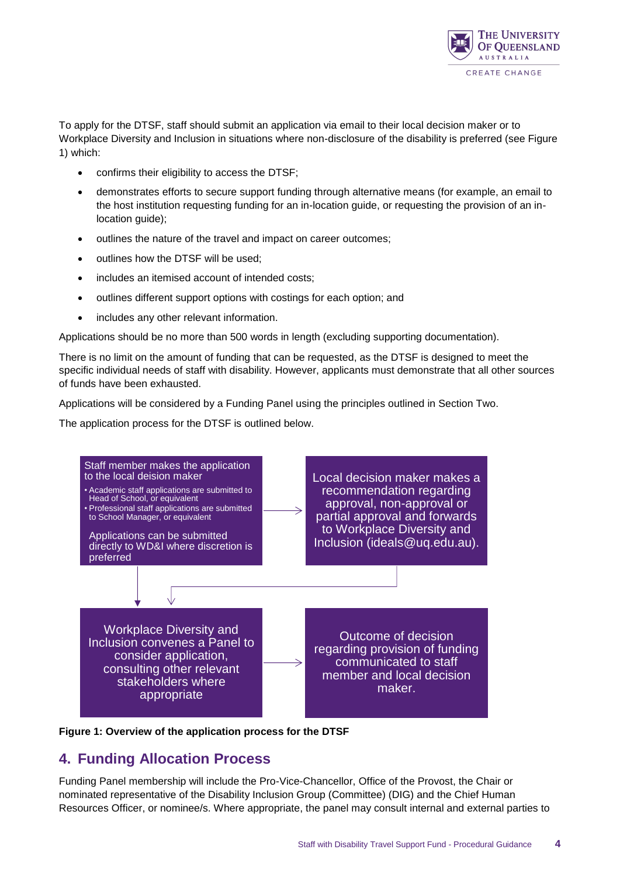To apply for the DTSF, staff should submit an application via email to their local decision maker or to Workplace Diversity and Inclusion in situations where non-disclosure of the disability is preferred (see Figure 1) which:

- confirms their eligibility to access the DTSF;
- demonstrates efforts to secure support funding through alternative means (for example, an email to the host institution requesting funding for an in-location guide, or requesting the provision of an in-location guide);
- outlines the nature of the travel and impact on career outcomes;
- outlines how the DTSF will be used;
- includes an itemised account of intended costs;
- outlines different support options with costings for each option; and
- includes any other relevant information.

Applications should be no more than 500 words in length (excluding supporting documentation).

There is no limit on the amount of funding that can be requested, as the DTSF is designed to meet the specific individual needs of staff with disability. However, applicants must demonstrate that all other sources of funds have been exhausted.

Applications will be considered by a Funding Panel using the principles outlined in Section Two.

The application process for the DTSF is outlined below.

Staff member makes the application to the local deision maker

- Academic staff applications are submitted to Head of School, or equivalent
- Professional staff applications are submitted to School Manager, or equivalent

Applications can be submitted directly to WD&I where discretion is preferred

Local decision maker makes a recommendation regarding approval, non-approval or partial approval and forwards to Workplace Diversity and Inclusion (ideals@uq.edu.au).

Workplace Diversity and Inclusion convenes a Panel to consider application, consulting other relevant stakeholders where appropriate

Outcome of decision regarding provision of funding communicated to staff member and local decision maker.

**Figure 1: Overview of the application process for the DTSF**

## 4. Funding Allocation Process

Funding Panel membership will include the Pro-Vice-Chancellor, Office of the Provost, the Chair or nominated representative of the Disability Inclusion Group (Committee) (DIG) and the Chief Human Resources Officer, or nominee/s. Where appropriate, the panel may consult internal and external parties to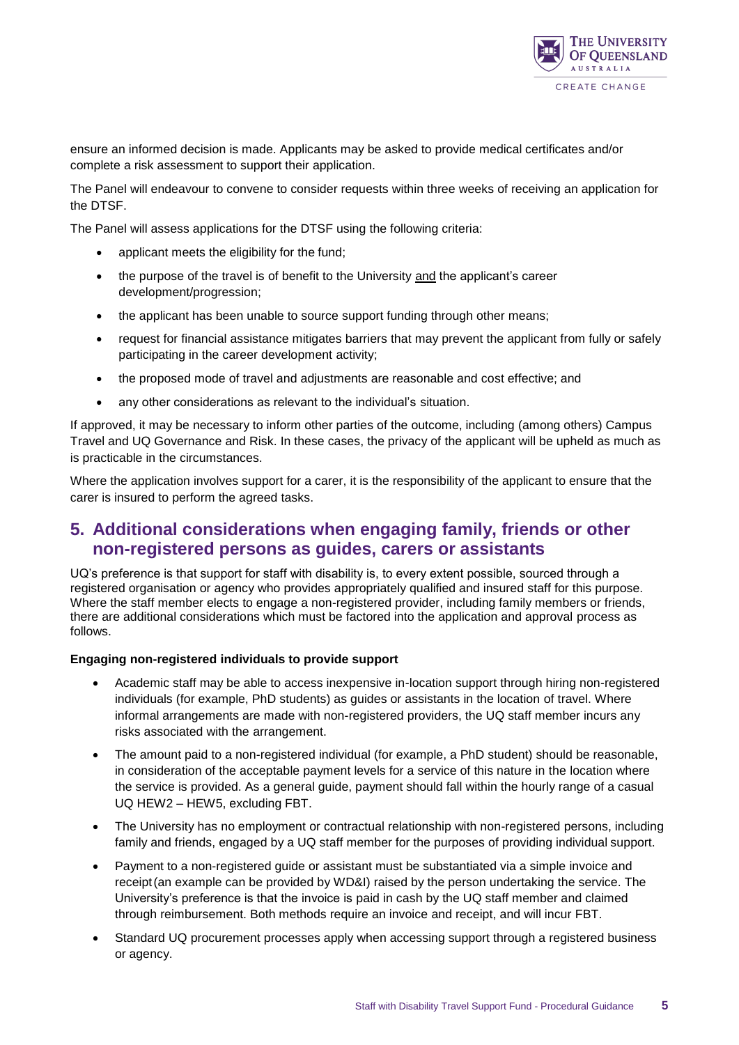ensure an informed decision is made. Applicants may be asked to provide medical certificates and/or complete a risk assessment to support their application.

The Panel will endeavour to convene to consider requests within three weeks of receiving an application for the DTSF.

The Panel will assess applications for the DTSF using the following criteria:

- applicant meets the eligibility for the fund;
- the purpose of the travel is of benefit to the University and the applicant's career development/progression;
- the applicant has been unable to source support funding through other means;
- request for financial assistance mitigates barriers that may prevent the applicant from fully or safely participating in the career development activity;
- the proposed mode of travel and adjustments are reasonable and cost effective; and
- any other considerations as relevant to the individual's situation.

If approved, it may be necessary to inform other parties of the outcome, including (among others) Campus Travel and UQ Governance and Risk. In these cases, the privacy of the applicant will be upheld as much as is practicable in the circumstances.

Where the application involves support for a carer, it is the responsibility of the applicant to ensure that the carer is insured to perform the agreed tasks.

## 5. Additional considerations when engaging family, friends or other non-registered persons as guides, carers or assistants

UQ's preference is that support for staff with disability is, to every extent possible, sourced through a registered organisation or agency who provides appropriately qualified and insured staff for this purpose. Where the staff member elects to engage a non-registered provider, including family members or friends, there are additional considerations which must be factored into the application and approval process as follows.

**Engaging non-registered individuals to provide support**

- Academic staff may be able to access inexpensive in-location support through hiring non-registered individuals (for example, PhD students) as guides or assistants in the location of travel. Where informal arrangements are made with non-registered providers, the UQ staff member incurs any risks associated with the arrangement.
- The amount paid to a non-registered individual (for example, a PhD student) should be reasonable, in consideration of the acceptable payment levels for a service of this nature in the location where the service is provided. As a general guide, payment should fall within the hourly range of a casual UQ HEW2 – HEW5, excluding FBT.
- The University has no employment or contractual relationship with non-registered persons, including family and friends, engaged by a UQ staff member for the purposes of providing individual support.
- Payment to a non-registered guide or assistant must be substantiated via a simple invoice and receipt (an example can be provided by WD&I) raised by the person undertaking the service. The University's preference is that the invoice is paid in cash by the UQ staff member and claimed through reimbursement. Both methods require an invoice and receipt, and will incur FBT.
- Standard UQ procurement processes apply when accessing support through a registered business or agency.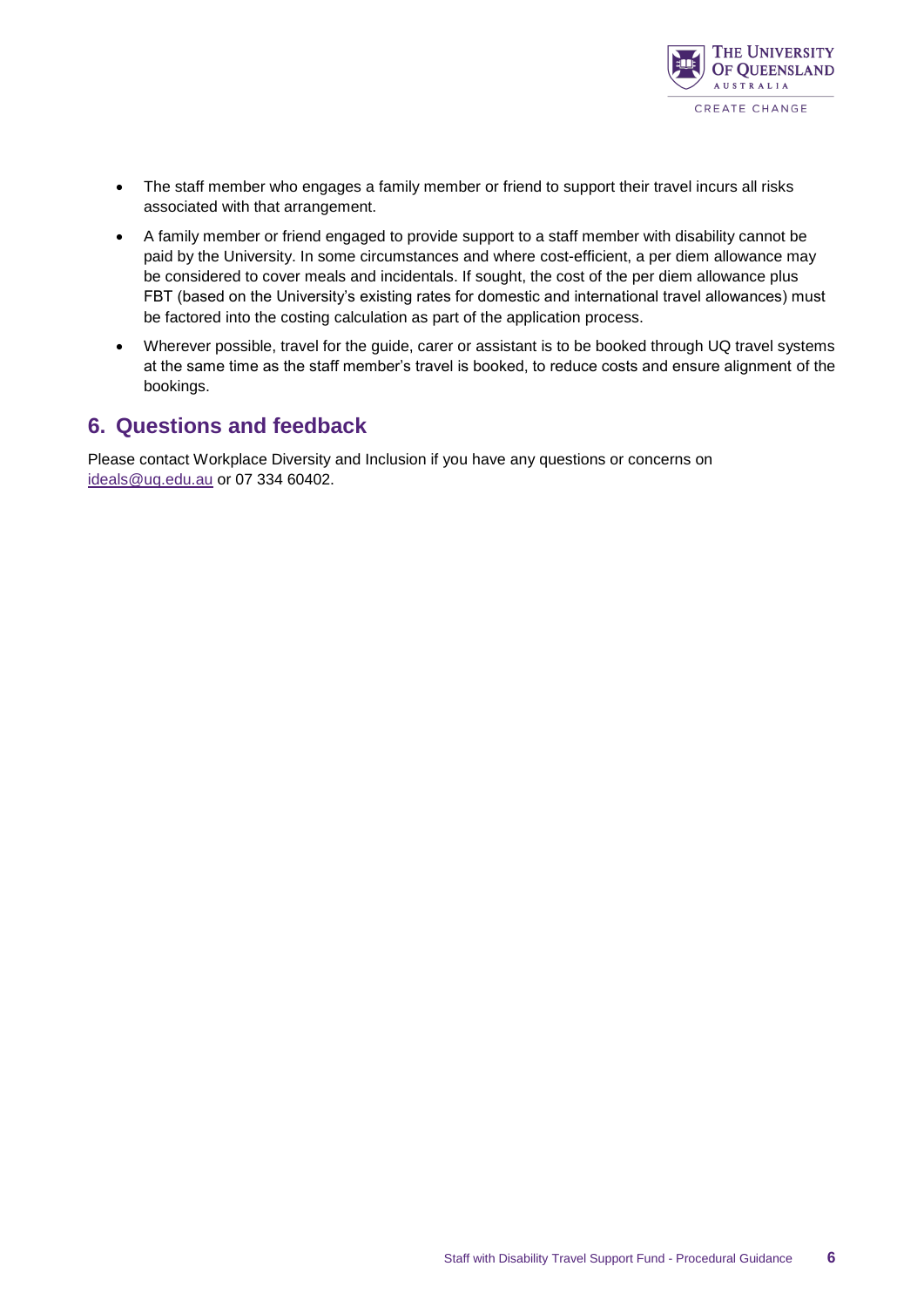- The staff member who engages a family member or friend to support their travel incurs all risks associated with that arrangement.
- A family member or friend engaged to provide support to a staff member with disability cannot be paid by the University. In some circumstances and where cost-efficient, a per diem allowance may be considered to cover meals and incidentals. If sought, the cost of the per diem allowance plus FBT (based on the University's existing rates for domestic and international travel allowances) must be factored into the costing calculation as part of the application process.
- Wherever possible, travel for the guide, carer or assistant is to be booked through UQ travel systems at the same time as the staff member's travel is booked, to reduce costs and ensure alignment of the bookings.

## 6. Questions and feedback

Please contact Workplace Diversity and Inclusion if you have any questions or concerns on [ideals@uq.edu.au](mailto:ideals@uq.edu.au) or 07 334 60402.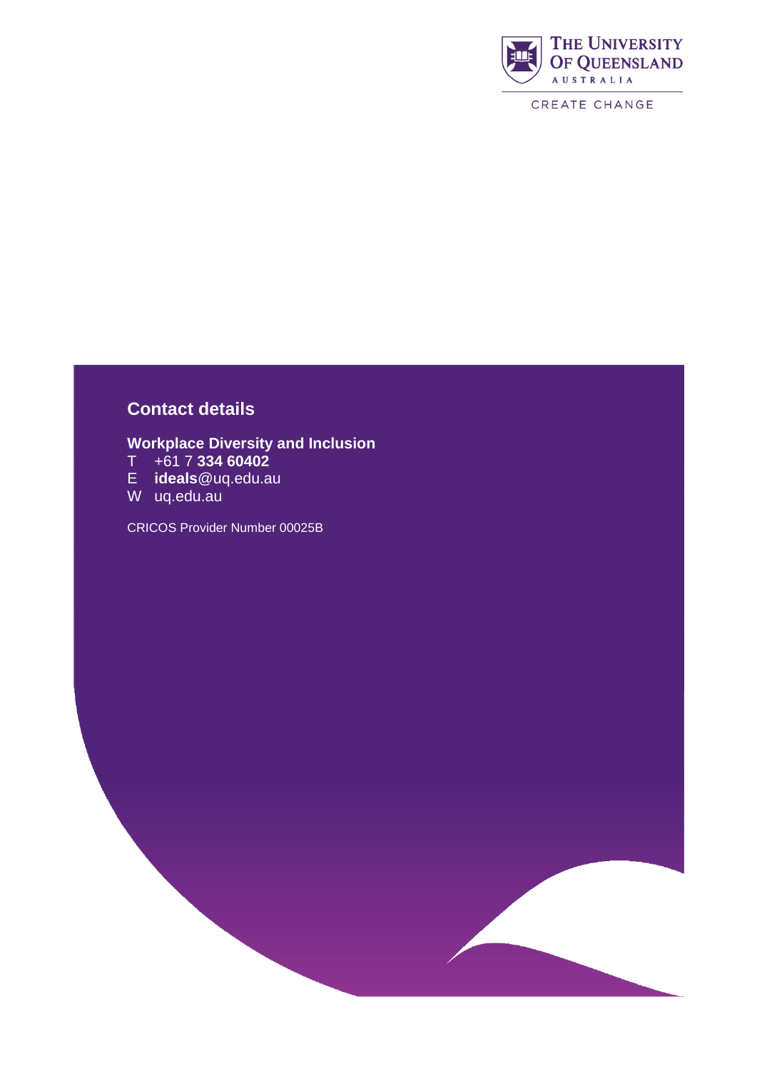## Contact details

**Workplace Diversity and Inclusion**

T +61 7 **334 60402**
E **ideals**@uq.edu.au
W uq.edu.au

CRICOS Provider Number 00025B